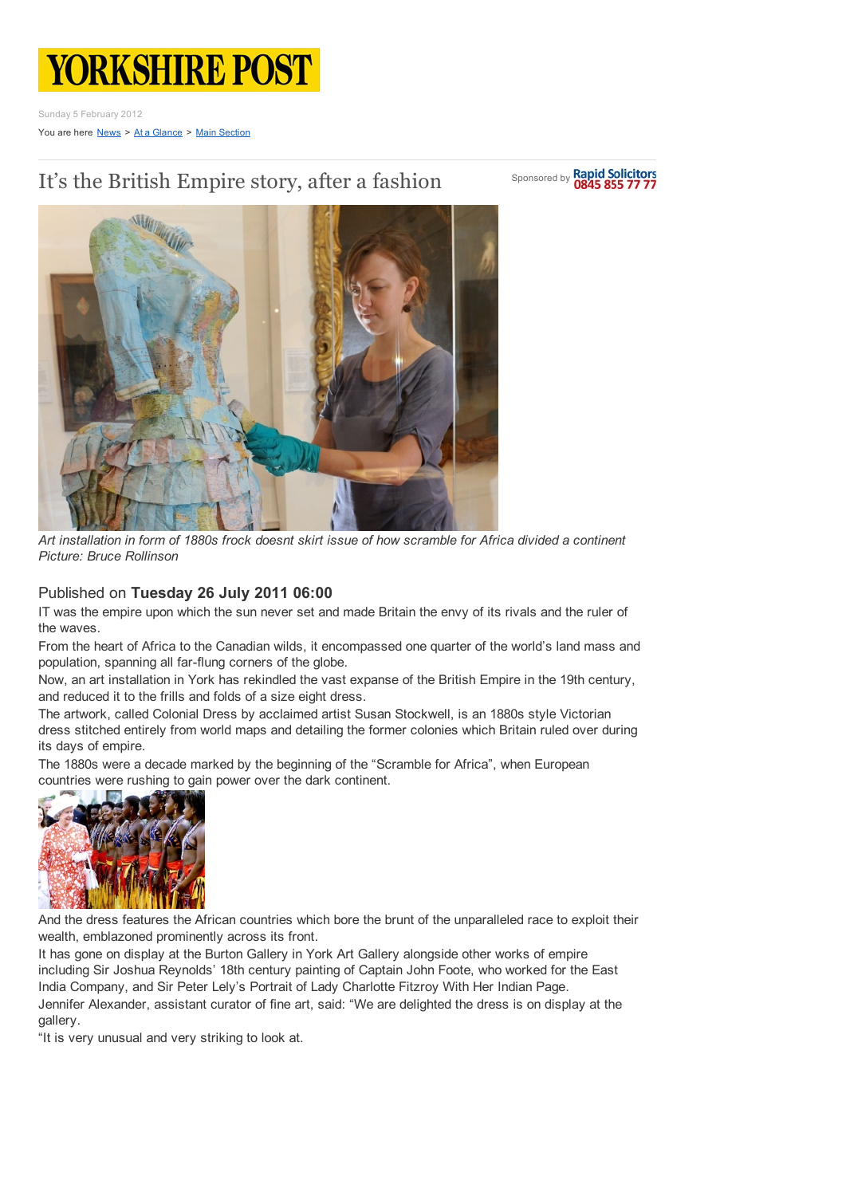YORKSHIRE POST

Sunday 5 February 2012

You are here News > At a Glance > Main Section

# It's the British Empire story, after a fashion

Sponsored by Rapid Solicitors 0845 855 77 77

*Art installation in form of 1880s frock doesnt skirt issue of how scramble for Africa divided a continent*
*Picture: Bruce Rollinson*

Published on **Tuesday 26 July 2011 06:00**

IT was the empire upon which the sun never set and made Britain the envy of its rivals and the ruler of the waves.

From the heart of Africa to the Canadian wilds, it encompassed one quarter of the world's land mass and population, spanning all far-flung corners of the globe.

Now, an art installation in York has rekindled the vast expanse of the British Empire in the 19th century, and reduced it to the frills and folds of a size eight dress.

The artwork, called Colonial Dress by acclaimed artist Susan Stockwell, is an 1880s style Victorian dress stitched entirely from world maps and detailing the former colonies which Britain ruled over during its days of empire.

The 1880s were a decade marked by the beginning of the "Scramble for Africa", when European countries were rushing to gain power over the dark continent.

And the dress features the African countries which bore the brunt of the unparalleled race to exploit their wealth, emblazoned prominently across its front.

It has gone on display at the Burton Gallery in York Art Gallery alongside other works of empire including Sir Joshua Reynolds' 18th century painting of Captain John Foote, who worked for the East India Company, and Sir Peter Lely's Portrait of Lady Charlotte Fitzroy With Her Indian Page.

Jennifer Alexander, assistant curator of fine art, said: "We are delighted the dress is on display at the gallery.

"It is very unusual and very striking to look at.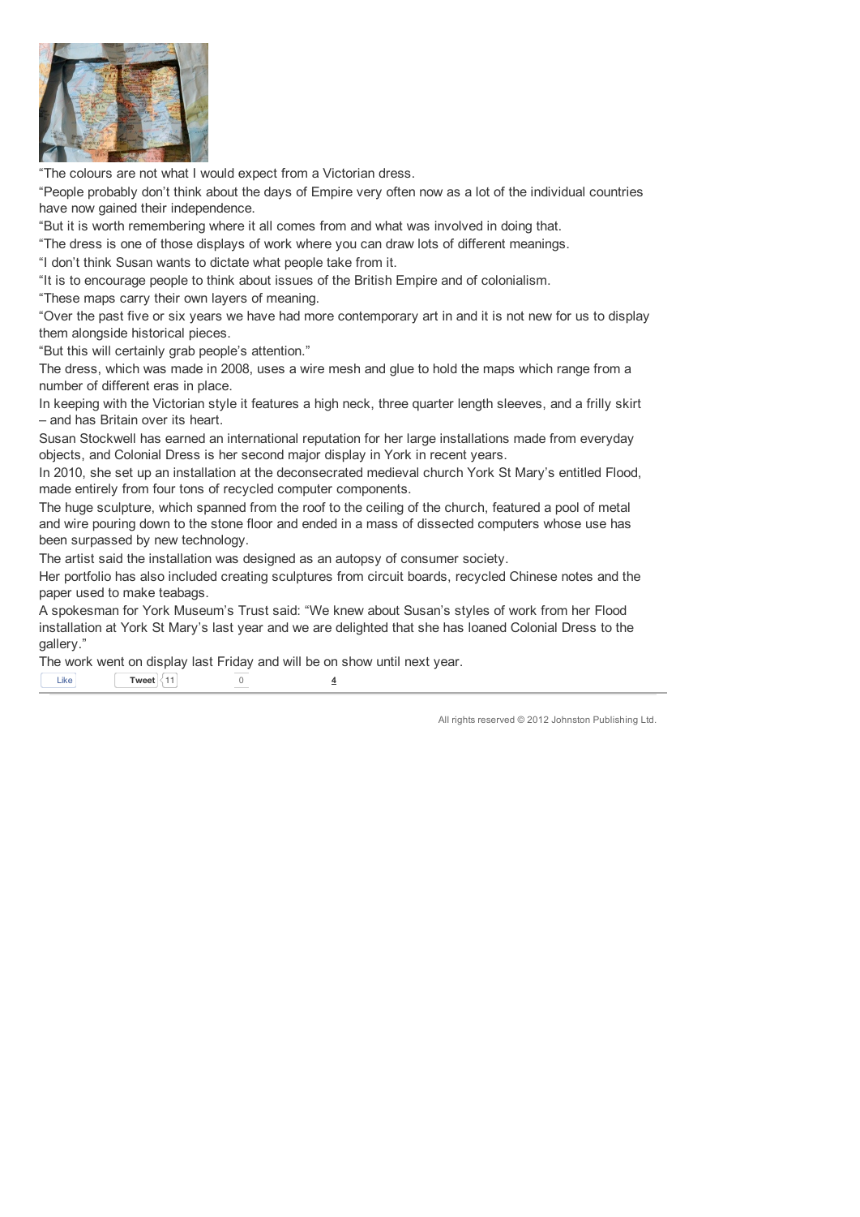“The colours are not what I would expect from a Victorian dress.

“People probably don’t think about the days of Empire very often now as a lot of the individual countries have now gained their independence.

“But it is worth remembering where it all comes from and what was involved in doing that.

“The dress is one of those displays of work where you can draw lots of different meanings.

“I don’t think Susan wants to dictate what people take from it.

“It is to encourage people to think about issues of the British Empire and of colonialism.

“These maps carry their own layers of meaning.

“Over the past five or six years we have had more contemporary art in and it is not new for us to display them alongside historical pieces.

“But this will certainly grab people’s attention.”

The dress, which was made in 2008, uses a wire mesh and glue to hold the maps which range from a number of different eras in place.

In keeping with the Victorian style it features a high neck, three quarter length sleeves, and a frilly skirt – and has Britain over its heart.

Susan Stockwell has earned an international reputation for her large installations made from everyday objects, and Colonial Dress is her second major display in York in recent years.

In 2010, she set up an installation at the deconsecrated medieval church York St Mary’s entitled Flood, made entirely from four tons of recycled computer components.

The huge sculpture, which spanned from the roof to the ceiling of the church, featured a pool of metal and wire pouring down to the stone floor and ended in a mass of dissected computers whose use has been surpassed by new technology.

The artist said the installation was designed as an autopsy of consumer society.

Her portfolio has also included creating sculptures from circuit boards, recycled Chinese notes and the paper used to make teabags.

A spokesman for York Museum’s Trust said: “We knew about Susan’s styles of work from her Flood installation at York St Mary’s last year and we are delighted that she has loaned Colonial Dress to the gallery.”

The work went on display last Friday and will be on show until next year.

All rights reserved © 2012 Johnston Publishing Ltd.